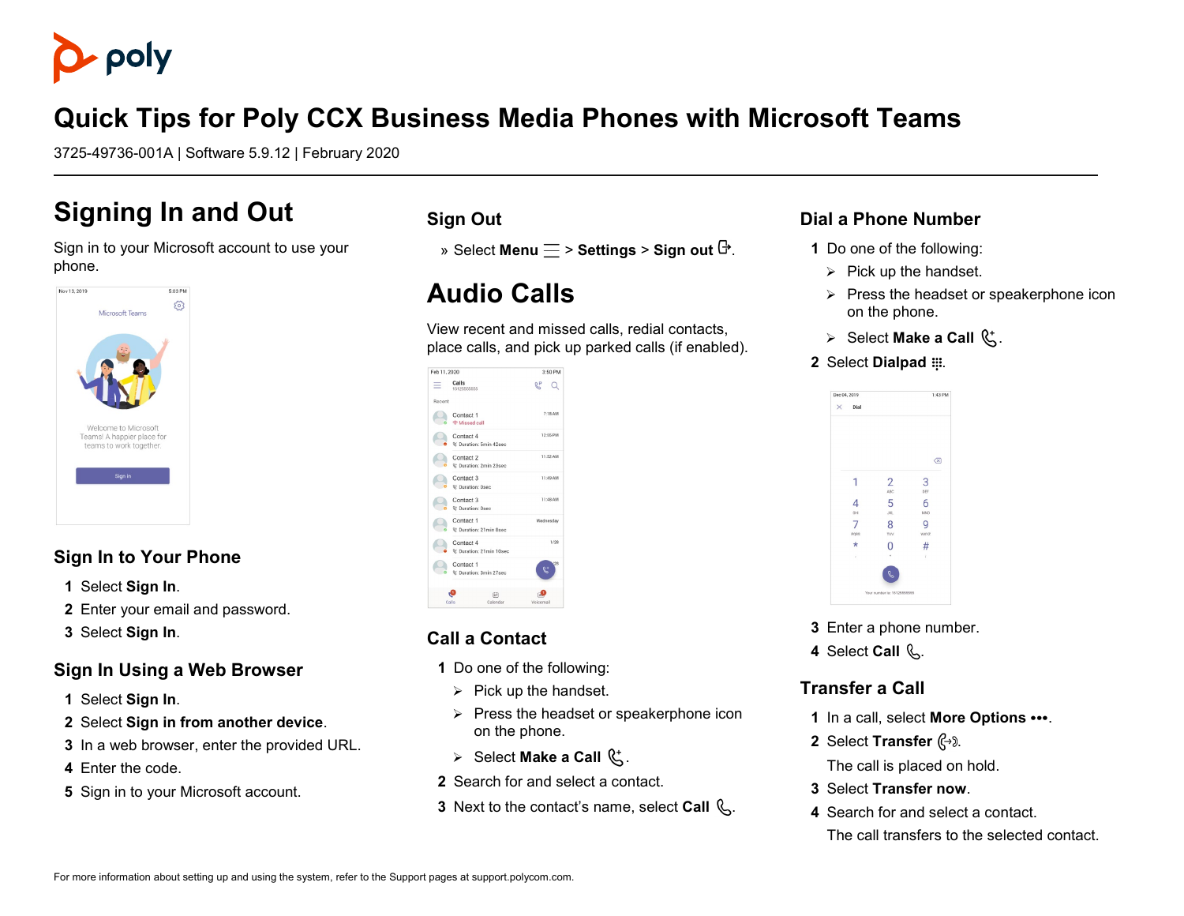poly

# Quick Tips for Poly CCX Business Media Phones with Microsoft Teams

3725-49736-001A | Software 5.9.12 | February 2020

## Signing In and Out

Sign in to your Microsoft account to use your phone.

### Sign In to Your Phone

1. Select **Sign In**.
2. Enter your email and password.
3. Select **Sign In**.

### Sign In Using a Web Browser

1. Select **Sign In**.
2. Select **Sign in from another device**.
3. In a web browser, enter the provided URL.
4. Enter the code.
5. Sign in to your Microsoft account.

### Sign Out

» Select **Menu** > **Settings** > **Sign out**.

## Audio Calls

View recent and missed calls, redial contacts, place calls, and pick up parked calls (if enabled).

### Call a Contact

1. Do one of the following:
   - Pick up the handset.
   - Press the headset or speakerphone icon on the phone.
   - Select **Make a Call**.
2. Search for and select a contact.
3. Next to the contact's name, select **Call**.

### Dial a Phone Number

1. Do one of the following:
   - Pick up the handset.
   - Press the headset or speakerphone icon on the phone.
   - Select **Make a Call**.
2. Select **Dialpad**.
3. Enter a phone number.
4. Select **Call**.

### Transfer a Call

1. In a call, select **More Options •••**.
2. Select **Transfer**.

   The call is placed on hold.
3. Select **Transfer now**.
4. Search for and select a contact.

   The call transfers to the selected contact.

For more information about setting up and using the system, refer to the Support pages at support.polycom.com.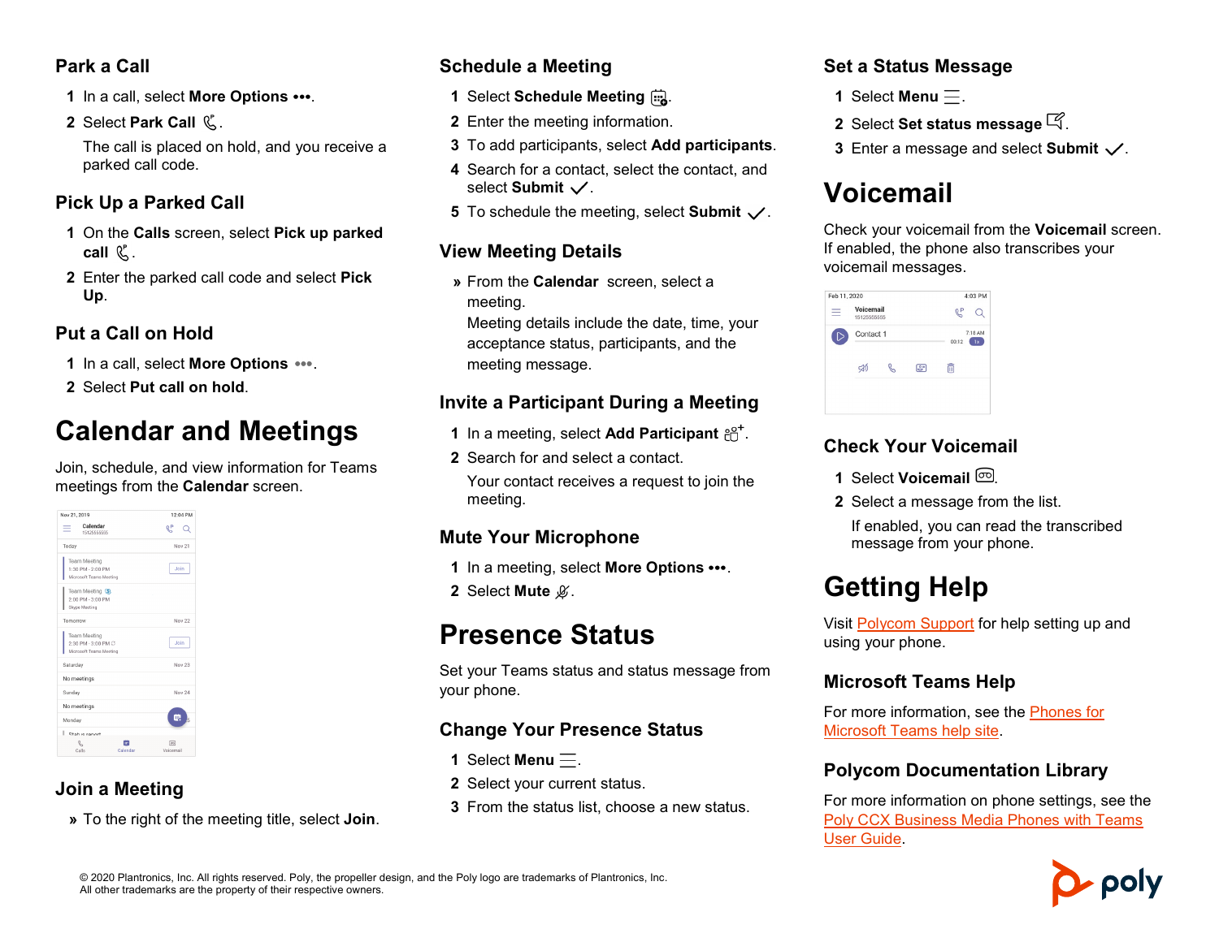## Park a Call

1. In a call, select **More Options** •••.
2. Select **Park Call**.

   The call is placed on hold, and you receive a parked call code.

## Pick Up a Parked Call

1. On the **Calls** screen, select **Pick up parked call**.
2. Enter the parked call code and select **Pick Up**.

## Put a Call on Hold

1. In a call, select **More Options** •••.
2. Select **Put call on hold**.

# Calendar and Meetings

Join, schedule, and view information for Teams meetings from the **Calendar** screen.

## Join a Meeting

» To the right of the meeting title, select **Join**.

## Schedule a Meeting

1. Select **Schedule Meeting**.
2. Enter the meeting information.
3. To add participants, select **Add participants**.
4. Search for a contact, select the contact, and select **Submit** ✓.
5. To schedule the meeting, select **Submit** ✓.

## View Meeting Details

» From the **Calendar** screen, select a meeting.

Meeting details include the date, time, your acceptance status, participants, and the meeting message.

## Invite a Participant During a Meeting

1. In a meeting, select **Add Participant**.
2. Search for and select a contact.

   Your contact receives a request to join the meeting.

## Mute Your Microphone

1. In a meeting, select **More Options** •••.
2. Select **Mute**.

# Presence Status

Set your Teams status and status message from your phone.

## Change Your Presence Status

1. Select **Menu**.
2. Select your current status.
3. From the status list, choose a new status.

## Set a Status Message

1. Select **Menu**.
2. Select **Set status message**.
3. Enter a message and select **Submit** ✓.

# Voicemail

Check your voicemail from the **Voicemail** screen. If enabled, the phone also transcribes your voicemail messages.

## Check Your Voicemail

1. Select **Voicemail**.
2. Select a message from the list.

   If enabled, you can read the transcribed message from your phone.

# Getting Help

Visit Polycom Support for help setting up and using your phone.

## Microsoft Teams Help

For more information, see the Phones for Microsoft Teams help site.

## Polycom Documentation Library

For more information on phone settings, see the Poly CCX Business Media Phones with Teams User Guide.

© 2020 Plantronics, Inc. All rights reserved. Poly, the propeller design, and the Poly logo are trademarks of Plantronics, Inc. All other trademarks are the property of their respective owners.